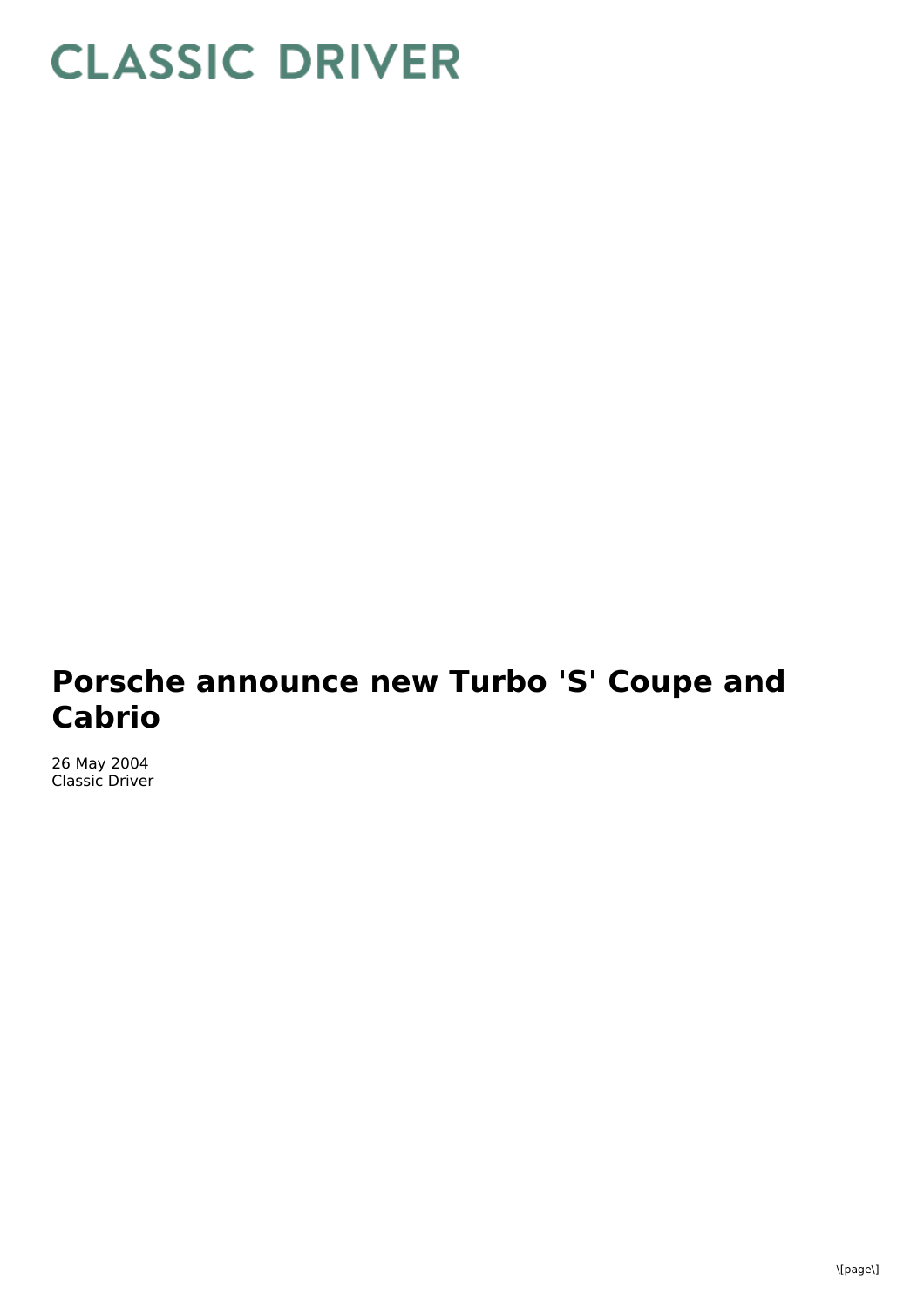# Porsche announce new Turbo 'S' Coupe and Cabrio

26 May 2004
Classic Driver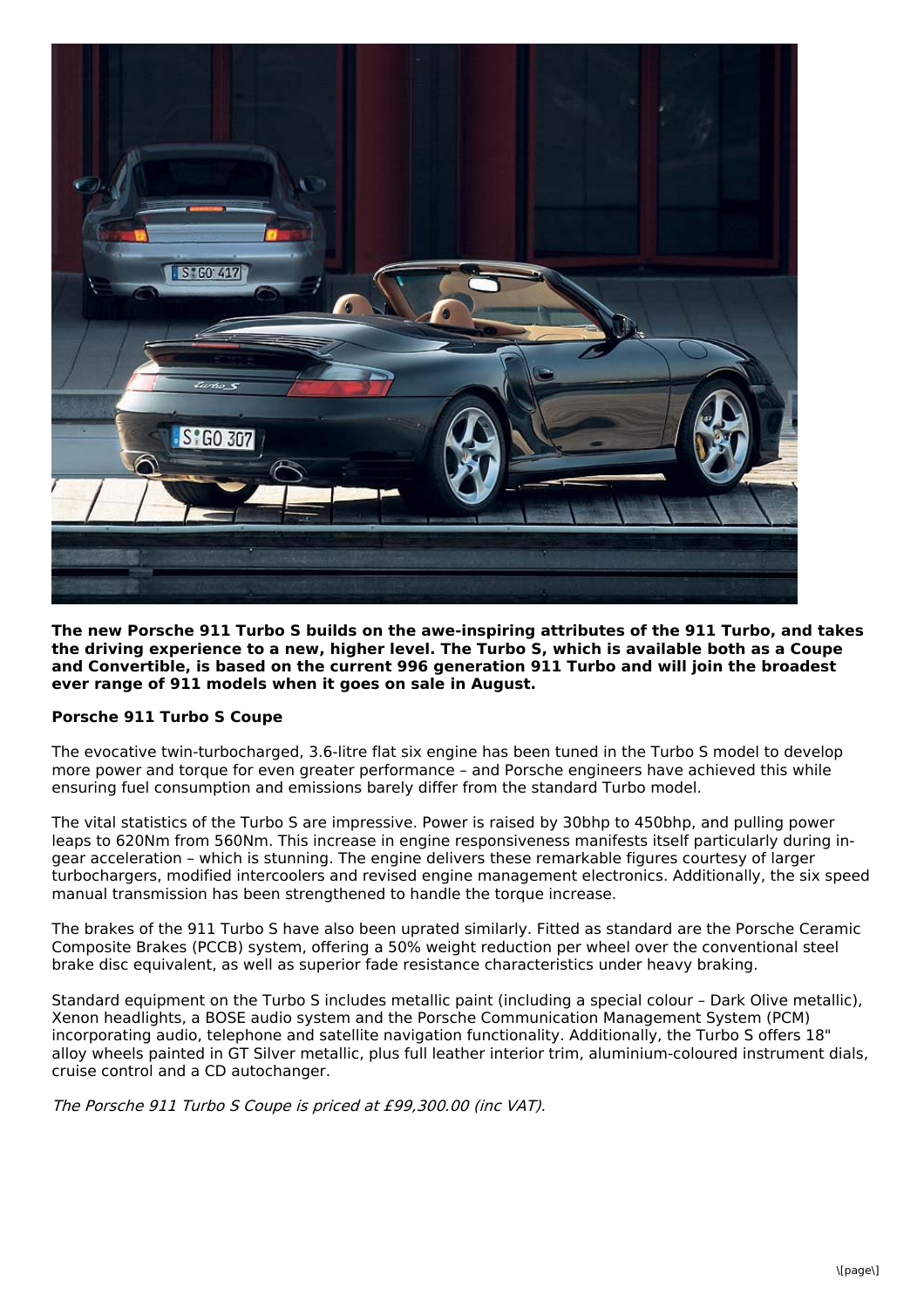**The new Porsche 911 Turbo S builds on the awe-inspiring attributes of the 911 Turbo, and takes the driving experience to a new, higher level. The Turbo S, which is available both as a Coupe and Convertible, is based on the current 996 generation 911 Turbo and will join the broadest ever range of 911 models when it goes on sale in August.**

**Porsche 911 Turbo S Coupe**

The evocative twin-turbocharged, 3.6-litre flat six engine has been tuned in the Turbo S model to develop more power and torque for even greater performance – and Porsche engineers have achieved this while ensuring fuel consumption and emissions barely differ from the standard Turbo model.

The vital statistics of the Turbo S are impressive. Power is raised by 30bhp to 450bhp, and pulling power leaps to 620Nm from 560Nm. This increase in engine responsiveness manifests itself particularly during in-gear acceleration – which is stunning. The engine delivers these remarkable figures courtesy of larger turbochargers, modified intercoolers and revised engine management electronics. Additionally, the six speed manual transmission has been strengthened to handle the torque increase.

The brakes of the 911 Turbo S have also been uprated similarly. Fitted as standard are the Porsche Ceramic Composite Brakes (PCCB) system, offering a 50% weight reduction per wheel over the conventional steel brake disc equivalent, as well as superior fade resistance characteristics under heavy braking.

Standard equipment on the Turbo S includes metallic paint (including a special colour – Dark Olive metallic), Xenon headlights, a BOSE audio system and the Porsche Communication Management System (PCM) incorporating audio, telephone and satellite navigation functionality. Additionally, the Turbo S offers 18" alloy wheels painted in GT Silver metallic, plus full leather interior trim, aluminium-coloured instrument dials, cruise control and a CD autochanger.

*The Porsche 911 Turbo S Coupe is priced at £99,300.00 (inc VAT).*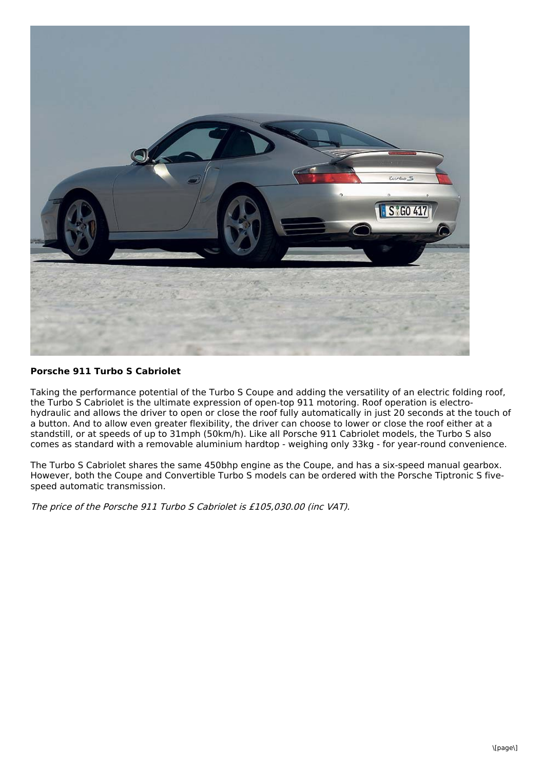**Porsche 911 Turbo S Cabriolet**

Taking the performance potential of the Turbo S Coupe and adding the versatility of an electric folding roof, the Turbo S Cabriolet is the ultimate expression of open-top 911 motoring. Roof operation is electro-hydraulic and allows the driver to open or close the roof fully automatically in just 20 seconds at the touch of a button. And to allow even greater flexibility, the driver can choose to lower or close the roof either at a standstill, or at speeds of up to 31mph (50km/h). Like all Porsche 911 Cabriolet models, the Turbo S also comes as standard with a removable aluminium hardtop - weighing only 33kg - for year-round convenience.

The Turbo S Cabriolet shares the same 450bhp engine as the Coupe, and has a six-speed manual gearbox. However, both the Coupe and Convertible Turbo S models can be ordered with the Porsche Tiptronic S five-speed automatic transmission.

*The price of the Porsche 911 Turbo S Cabriolet is £105,030.00 (inc VAT).*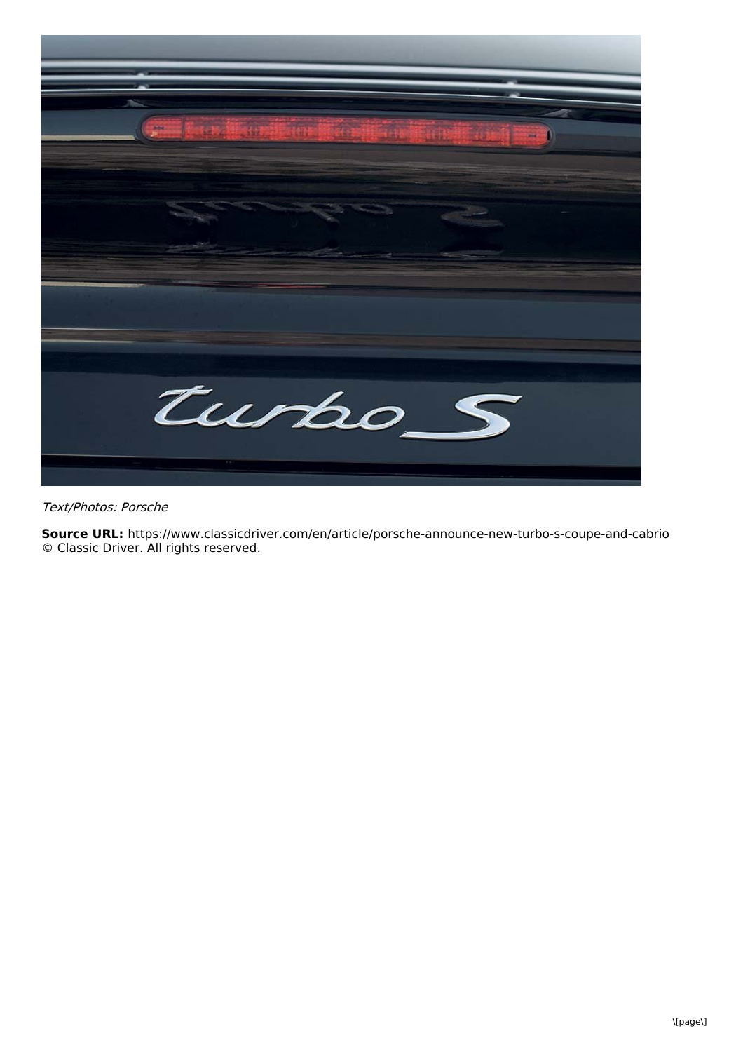*Text/Photos: Porsche*

**Source URL:** https://www.classicdriver.com/en/article/porsche-announce-new-turbo-s-coupe-and-cabrio
© Classic Driver. All rights reserved.